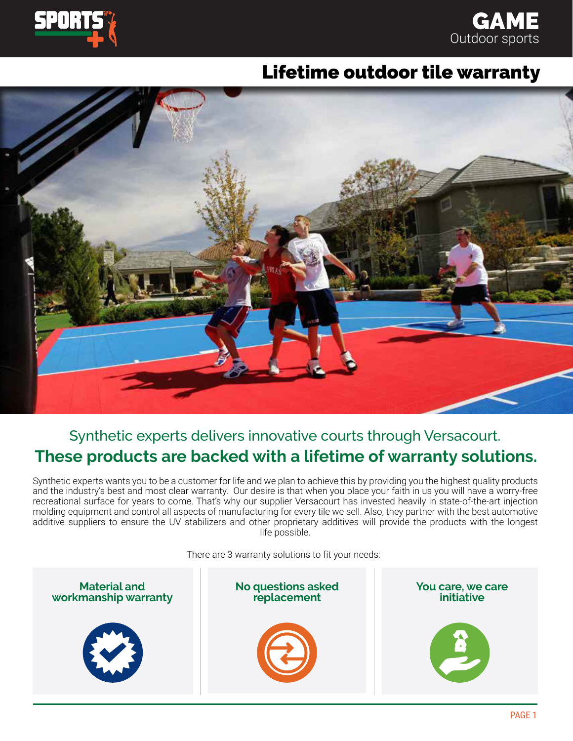# Lifetime outdoor tile warranty

Synthetic experts delivers innovative courts through Versacourt.

## These products are backed with a lifetime of warranty solutions.

Synthetic experts wants you to be a customer for life and we plan to achieve this by providing you the highest quality products and the industry's best and most clear warranty. Our desire is that when you place your faith in us you will have a worry-free recreational surface for years to come. That's why our supplier Versacourt has invested heavily in state-of-the-art injection molding equipment and control all aspects of manufacturing for every tile we sell. Also, they partner with the best automotive additive suppliers to ensure the UV stabilizers and other proprietary additives will provide the products with the longest life possible.

There are 3 warranty solutions to fit your needs:

**Material and workmanship warranty**

**No questions asked replacement**

**You care, we care initiative**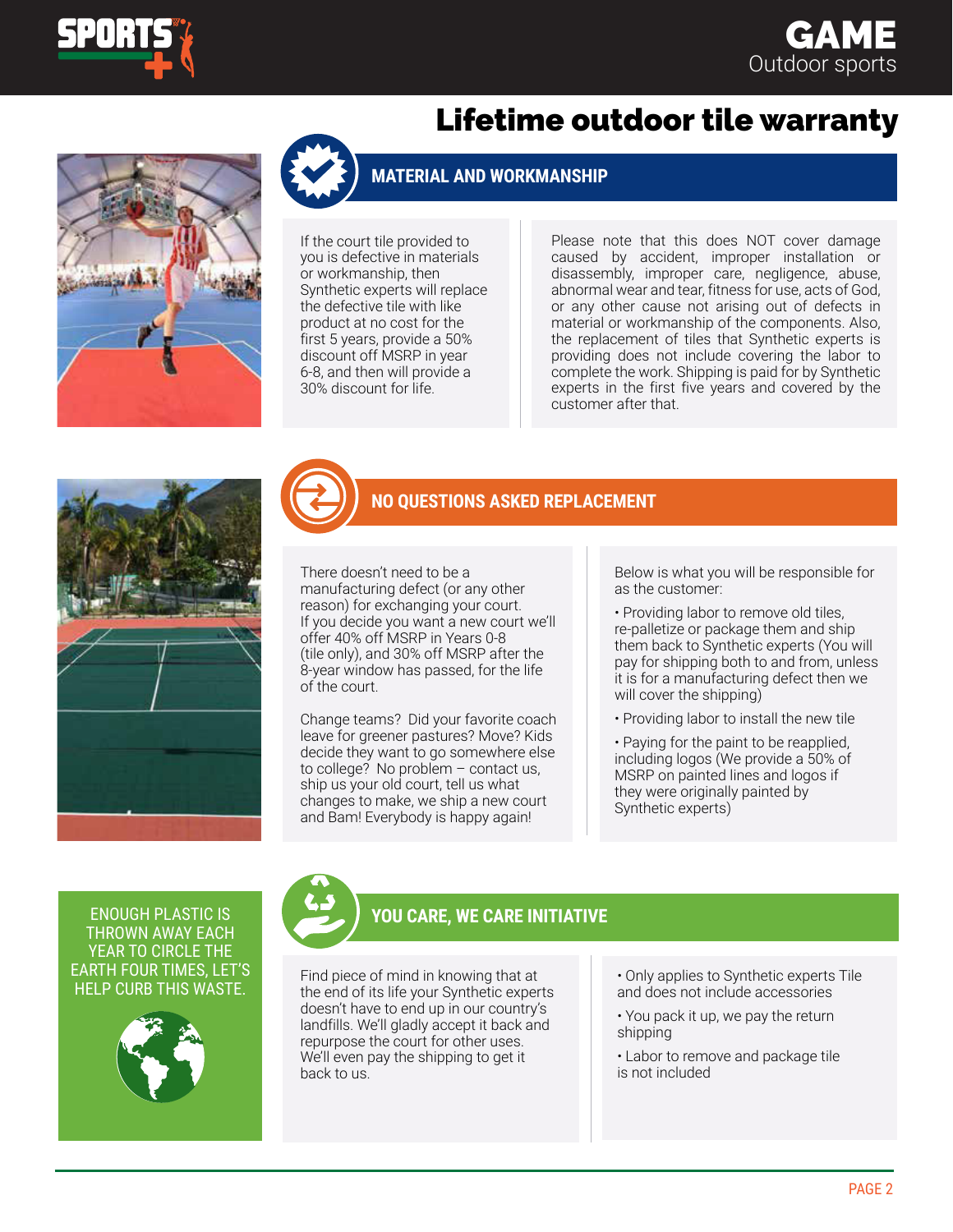# Lifetime outdoor tile warranty

## MATERIAL AND WORKMANSHIP

If the court tile provided to you is defective in materials or workmanship, then Synthetic experts will replace the defective tile with like product at no cost for the first 5 years, provide a 50% discount off MSRP in year 6-8, and then will provide a 30% discount for life.

Please note that this does NOT cover damage caused by accident, improper installation or disassembly, improper care, negligence, abuse, abnormal wear and tear, fitness for use, acts of God, or any other cause not arising out of defects in material or workmanship of the components. Also, the replacement of tiles that Synthetic experts is providing does not include covering the labor to complete the work. Shipping is paid for by Synthetic experts in the first five years and covered by the customer after that.

## NO QUESTIONS ASKED REPLACEMENT

There doesn't need to be a manufacturing defect (or any other reason) for exchanging your court. If you decide you want a new court we'll offer 40% off MSRP in Years 0-8 (tile only), and 30% off MSRP after the 8-year window has passed, for the life of the court.

Change teams? Did your favorite coach leave for greener pastures? Move? Kids decide they want to go somewhere else to college? No problem – contact us, ship us your old court, tell us what changes to make, we ship a new court and Bam! Everybody is happy again!

Below is what you will be responsible for as the customer:

- Providing labor to remove old tiles, re-palletize or package them and ship them back to Synthetic experts (You will pay for shipping both to and from, unless it is for a manufacturing defect then we will cover the shipping)
- Providing labor to install the new tile
- Paying for the paint to be reapplied, including logos (We provide a 50% of MSRP on painted lines and logos if they were originally painted by Synthetic experts)

ENOUGH PLASTIC IS THROWN AWAY EACH YEAR TO CIRCLE THE EARTH FOUR TIMES, LET'S HELP CURB THIS WASTE.

## YOU CARE, WE CARE INITIATIVE

Find piece of mind in knowing that at the end of its life your Synthetic experts doesn't have to end up in our country's landfills. We'll gladly accept it back and repurpose the court for other uses. We'll even pay the shipping to get it back to us.

- Only applies to Synthetic experts Tile and does not include accessories
- You pack it up, we pay the return shipping
- Labor to remove and package tile is not included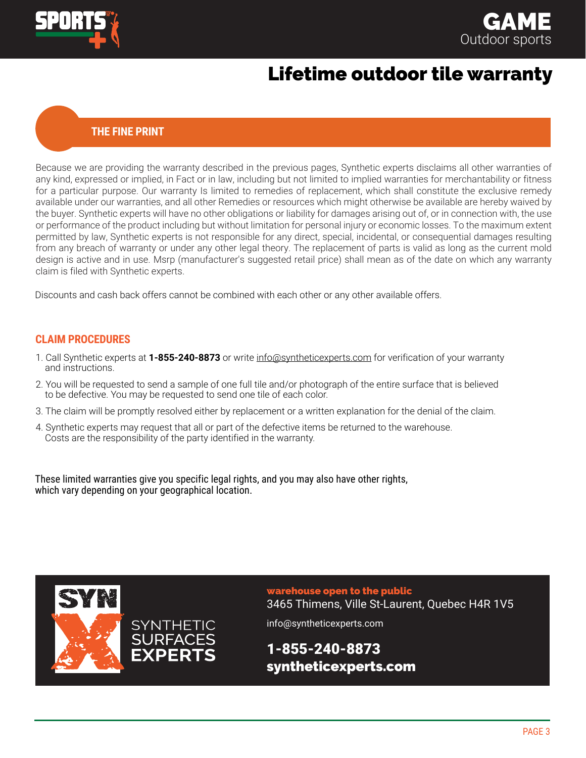# Lifetime outdoor tile warranty

## THE FINE PRINT

Because we are providing the warranty described in the previous pages, Synthetic experts disclaims all other warranties of any kind, expressed or implied, in Fact or in law, including but not limited to implied warranties for merchantability or fitness for a particular purpose. Our warranty Is limited to remedies of replacement, which shall constitute the exclusive remedy available under our warranties, and all other Remedies or resources which might otherwise be available are hereby waived by the buyer. Synthetic experts will have no other obligations or liability for damages arising out of, or in connection with, the use or performance of the product including but without limitation for personal injury or economic losses. To the maximum extent permitted by law, Synthetic experts is not responsible for any direct, special, incidental, or consequential damages resulting from any breach of warranty or under any other legal theory. The replacement of parts is valid as long as the current mold design is active and in use. Msrp (manufacturer's suggested retail price) shall mean as of the date on which any warranty claim is filed with Synthetic experts.

Discounts and cash back offers cannot be combined with each other or any other available offers.

### CLAIM PROCEDURES

1. Call Synthetic experts at **1-855-240-8873** or write info@syntheticexperts.com for verification of your warranty and instructions.
2. You will be requested to send a sample of one full tile and/or photograph of the entire surface that is believed to be defective. You may be requested to send one tile of each color.
3. The claim will be promptly resolved either by replacement or a written explanation for the denial of the claim.
4. Synthetic experts may request that all or part of the defective items be returned to the warehouse. Costs are the responsibility of the party identified in the warranty.

These limited warranties give you specific legal rights, and you may also have other rights, which vary depending on your geographical location.

SYN X SYNTHETIC SURFACES EXPERTS

**warehouse open to the public**
3465 Thimens, Ville St-Laurent, Quebec H4R 1V5

info@syntheticexperts.com

**1-855-240-8873**
**syntheticexperts.com**